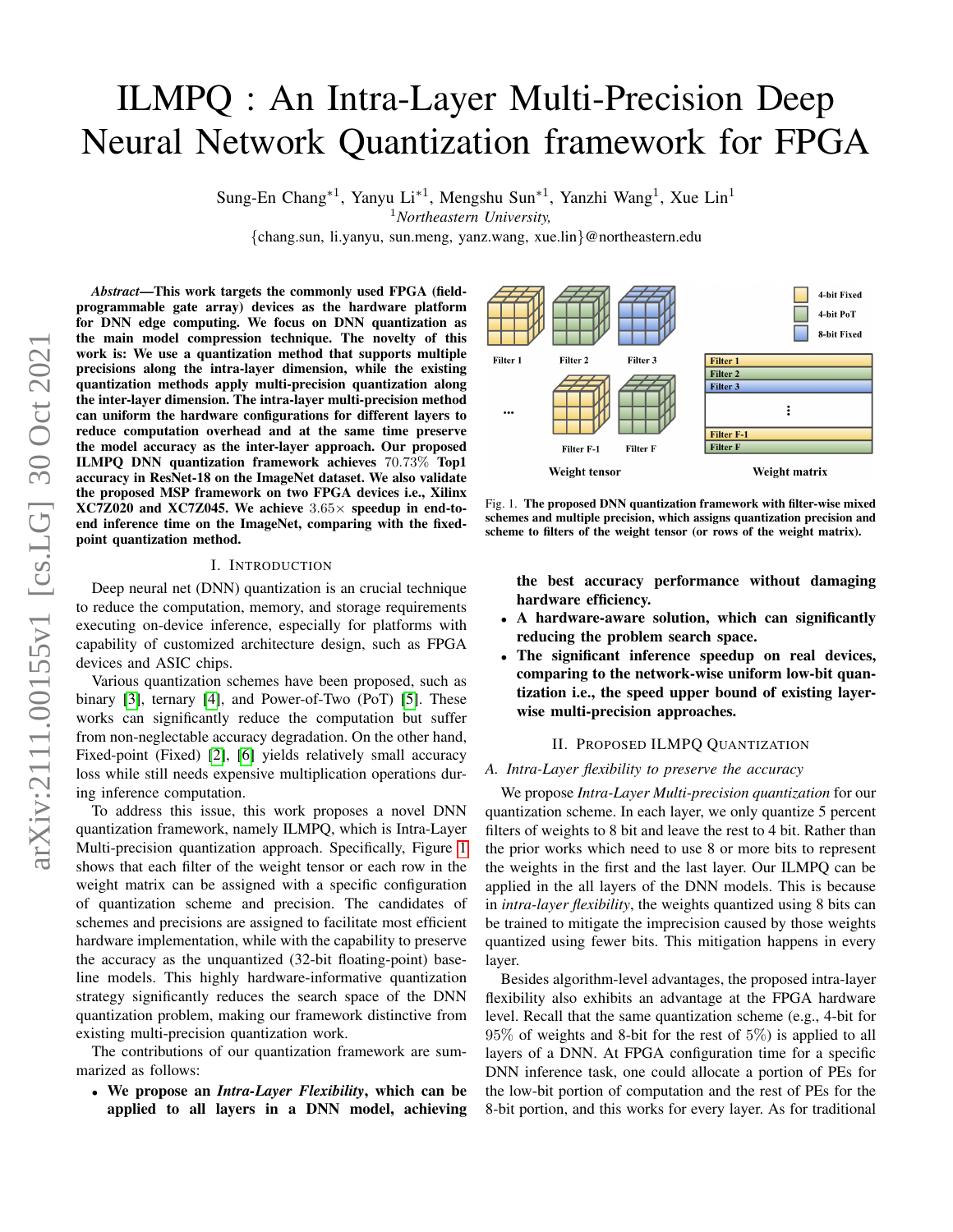# ILMPQ : An Intra-Layer Multi-Precision Deep Neural Network Quantization framework for FPGA

Sung-En Chang*[1], Yanyu Li*[1], Mengshu Sun*[1], Yanzhi Wang[1], Xue Lin[1]

[1] *Northeastern University,*

{chang.sun, li.yanyu, sun.meng, yanz.wang, xue.lin}@northeastern.edu

***Abstract*—This work targets the commonly used FPGA (field-programmable gate array) devices as the hardware platform for DNN edge computing. We focus on DNN quantization as the main model compression technique. The novelty of this work is: We use a quantization method that supports multiple precisions along the intra-layer dimension, while the existing quantization methods apply multi-precision quantization along the inter-layer dimension. The intra-layer multi-precision method can uniform the hardware configurations for different layers to reduce computation overhead and at the same time preserve the model accuracy as the inter-layer approach. Our proposed ILMPQ DNN quantization framework achieves $70.73\%$ Top1 accuracy in ResNet-18 on the ImageNet dataset. We also validate the proposed MSP framework on two FPGA devices i.e., Xilinx XC7Z020 and XC7Z045. We achieve $3.65\times$ speedup in end-to-end inference time on the ImageNet, comparing with the fixed-point quantization method.**

## I. Introduction

Deep neural net (DNN) quantization is an crucial technique to reduce the computation, memory, and storage requirements executing on-device inference, especially for platforms with capability of customized architecture design, such as FPGA devices and ASIC chips.

Various quantization schemes have been proposed, such as binary [3], ternary [4], and Power-of-Two (PoT) [5]. These works can significantly reduce the computation but suffer from non-neglectable accuracy degradation. On the other hand, Fixed-point (Fixed) [2], [6] yields relatively small accuracy loss while still needs expensive multiplication operations during inference computation.

To address this issue, this work proposes a novel DNN quantization framework, namely ILMPQ, which is Intra-Layer Multi-precision quantization approach. Specifically, Figure 1 shows that each filter of the weight tensor or each row in the weight matrix can be assigned with a specific configuration of quantization scheme and precision. The candidates of schemes and precisions are assigned to facilitate most efficient hardware implementation, while with the capability to preserve the accuracy as the unquantized (32-bit floating-point) baseline models. This highly hardware-informative quantization strategy significantly reduces the search space of the DNN quantization problem, making our framework distinctive from existing multi-precision quantization work.

The contributions of our quantization framework are summarized as follows:

- **We propose an *Intra-Layer Flexibility*, which can be applied to all layers in a DNN model, achieving the best accuracy performance without damaging hardware efficiency.**
- **A hardware-aware solution, which can significantly reducing the problem search space.**
- **The significant inference speedup on real devices, comparing to the network-wise uniform low-bit quantization i.e., the speed upper bound of existing layer-wise multi-precision approaches.**

Fig. 1. **The proposed DNN quantization framework with filter-wise mixed schemes and multiple precision, which assigns quantization precision and scheme to filters of the weight tensor (or rows of the weight matrix).**

## II. Proposed ILMPQ Quantization

### A. *Intra-Layer flexibility to preserve the accuracy*

We propose *Intra-Layer Multi-precision quantization* for our quantization scheme. In each layer, we only quantize 5 percent filters of weights to 8 bit and leave the rest to 4 bit. Rather than the prior works which need to use 8 or more bits to represent the weights in the first and the last layer. Our ILMPQ can be applied in the all layers of the DNN models. This is because in *intra-layer flexibility*, the weights quantized using 8 bits can be trained to mitigate the imprecision caused by those weights quantized using fewer bits. This mitigation happens in every layer.

Besides algorithm-level advantages, the proposed intra-layer flexibility also exhibits an advantage at the FPGA hardware level. Recall that the same quantization scheme (e.g., 4-bit for $95\%$ of weights and 8-bit for the rest of $5\%$) is applied to all layers of a DNN. At FPGA configuration time for a specific DNN inference task, one could allocate a portion of PEs for the low-bit portion of computation and the rest of PEs for the 8-bit portion, and this works for every layer. As for traditional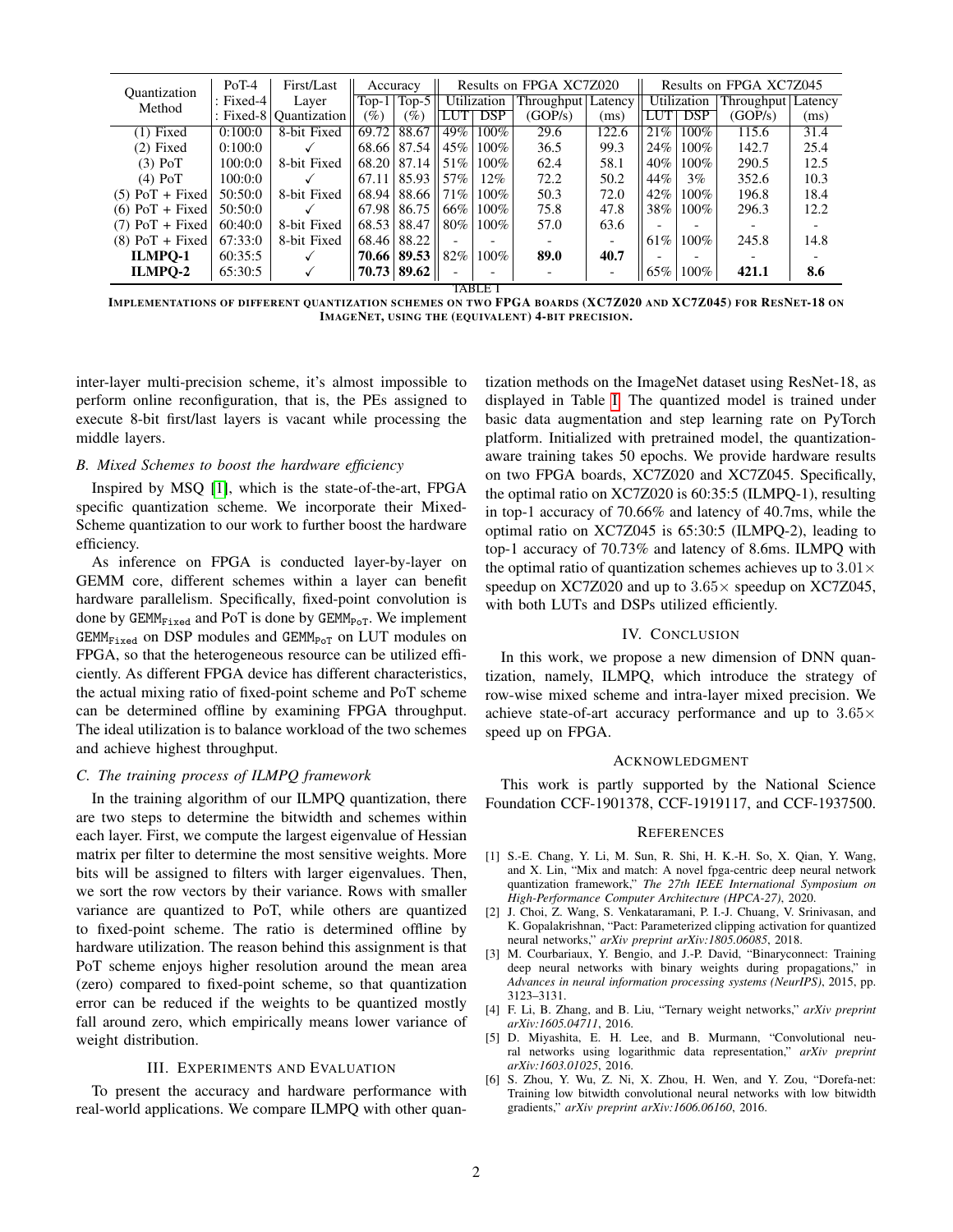| Quantization Method | PoT-4 : Fixed-4 : Fixed-8 | First/Last Layer Quantization | Accuracy | | Results on FPGA XC7Z020 | | | | Results on FPGA XC7Z045 | | | |
|---|---|---|---|---|---|---|---|---|---|---|---|---|
| | | | Top-1 (%) | Top-5 (%) | Utilization LUT | Utilization DSP | Throughput (GOP/s) | Latency (ms) | Utilization LUT | Utilization DSP | Throughput (GOP/s) | Latency (ms) |
| (1) Fixed | 0:100:0 | 8-bit Fixed | 69.72 | 88.67 | 49% | 100% | 29.6 | 122.6 | 21% | 100% | 115.6 | 31.4 |
| (2) Fixed | 0:100:0 | ✓ | 68.66 | 87.54 | 45% | 100% | 36.5 | 99.3 | 24% | 100% | 142.7 | 25.4 |
| (3) PoT | 100:0:0 | 8-bit Fixed | 68.20 | 87.14 | 51% | 100% | 62.4 | 58.1 | 40% | 100% | 290.5 | 12.5 |
| (4) PoT | 100:0:0 | ✓ | 67.11 | 85.93 | 57% | 12% | 72.2 | 50.2 | 44% | 3% | 352.6 | 10.3 |
| (5) PoT + Fixed | 50:50:0 | 8-bit Fixed | 68.94 | 88.66 | 71% | 100% | 50.3 | 72.0 | 42% | 100% | 196.8 | 18.4 |
| (6) PoT + Fixed | 50:50:0 | ✓ | 67.98 | 86.75 | 66% | 100% | 75.8 | 47.8 | 38% | 100% | 296.3 | 12.2 |
| (7) PoT + Fixed | 60:40:0 | 8-bit Fixed | 68.53 | 88.47 | 80% | 100% | 57.0 | 63.6 | - | - | - | - |
| (8) PoT + Fixed | 67:33:0 | 8-bit Fixed | 68.46 | 88.22 | - | - | - | - | 61% | 100% | 245.8 | 14.8 |
| **ILMPQ-1** | 60:35:5 | ✓ | **70.66** | **89.53** | 82% | 100% | **89.0** | **40.7** | - | - | - | - |
| **ILMPQ-2** | 65:30:5 | ✓ | **70.73** | **89.62** | - | - | - | - | 65% | 100% | **421.1** | **8.6** |

TABLE I
IMPLEMENTATIONS OF DIFFERENT QUANTIZATION SCHEMES ON TWO FPGA BOARDS (XC7Z020 AND XC7Z045) FOR RESNET-18 ON IMAGENET, USING THE (EQUIVALENT) 4-BIT PRECISION.

inter-layer multi-precision scheme, it's almost impossible to perform online reconfiguration, that is, the PEs assigned to execute 8-bit first/last layers is vacant while processing the middle layers.

### B. Mixed Schemes to boost the hardware efficiency

Inspired by MSQ [1], which is the state-of-the-art, FPGA specific quantization scheme. We incorporate their Mixed-Scheme quantization to our work to further boost the hardware efficiency.

As inference on FPGA is conducted layer-by-layer on GEMM core, different schemes within a layer can benefit hardware parallelism. Specifically, fixed-point convolution is done by $\texttt{GEMM}_{\texttt{Fixed}}$ and PoT is done by $\texttt{GEMM}_{\texttt{PoT}}$. We implement $\texttt{GEMM}_{\texttt{Fixed}}$ on DSP modules and $\texttt{GEMM}_{\texttt{PoT}}$ on LUT modules on FPGA, so that the heterogeneous resource can be utilized efficiently. As different FPGA device has different characteristics, the actual mixing ratio of fixed-point scheme and PoT scheme can be determined offline by examining FPGA throughput. The ideal utilization is to balance workload of the two schemes and achieve highest throughput.

### C. The training process of ILMPQ framework

In the training algorithm of our ILMPQ quantization, there are two steps to determine the bitwidth and schemes within each layer. First, we compute the largest eigenvalue of Hessian matrix per filter to determine the most sensitive weights. More bits will be assigned to filters with larger eigenvalues. Then, we sort the row vectors by their variance. Rows with smaller variance are quantized to PoT, while others are quantized to fixed-point scheme. The ratio is determined offline by hardware utilization. The reason behind this assignment is that PoT scheme enjoys higher resolution around the mean area (zero) compared to fixed-point scheme, so that quantization error can be reduced if the weights to be quantized mostly fall around zero, which empirically means lower variance of weight distribution.

## III. Experiments and Evaluation

To present the accuracy and hardware performance with real-world applications. We compare ILMPQ with other quantization methods on the ImageNet dataset using ResNet-18, as displayed in Table I. The quantized model is trained under basic data augmentation and step learning rate on PyTorch platform. Initialized with pretrained model, the quantization-aware training takes 50 epochs. We provide hardware results on two FPGA boards, XC7Z020 and XC7Z045. Specifically, the optimal ratio on XC7Z020 is 60:35:5 (ILMPQ-1), resulting in top-1 accuracy of 70.66% and latency of 40.7ms, while the optimal ratio on XC7Z045 is 65:30:5 (ILMPQ-2), leading to top-1 accuracy of 70.73% and latency of 8.6ms. ILMPQ with the optimal ratio of quantization schemes achieves up to $3.01\times$ speedup on XC7Z020 and up to $3.65\times$ speedup on XC7Z045, with both LUTs and DSPs utilized efficiently.

## IV. Conclusion

In this work, we propose a new dimension of DNN quantization, namely, ILMPQ, which introduce the strategy of row-wise mixed scheme and intra-layer mixed precision. We achieve state-of-art accuracy performance and up to $3.65\times$ speed up on FPGA.

## Acknowledgment

This work is partly supported by the National Science Foundation CCF-1901378, CCF-1919117, and CCF-1937500.

## References

[1] S.-E. Chang, Y. Li, M. Sun, R. Shi, H. K.-H. So, X. Qian, Y. Wang, and X. Lin, "Mix and match: A novel fpga-centric deep neural network quantization framework," *The 27th IEEE International Symposium on High-Performance Computer Architecture (HPCA-27)*, 2020.

[2] J. Choi, Z. Wang, S. Venkataramani, P. I.-J. Chuang, V. Srinivasan, and K. Gopalakrishnan, "Pact: Parameterized clipping activation for quantized neural networks," *arXiv preprint arXiv:1805.06085*, 2018.

[3] M. Courbariaux, Y. Bengio, and J.-P. David, "Binaryconnect: Training deep neural networks with binary weights during propagations," in *Advances in neural information processing systems (NeurIPS)*, 2015, pp. 3123–3131.

[4] F. Li, B. Zhang, and B. Liu, "Ternary weight networks," *arXiv preprint arXiv:1605.04711*, 2016.

[5] D. Miyashita, E. H. Lee, and B. Murmann, "Convolutional neural networks using logarithmic data representation," *arXiv preprint arXiv:1603.01025*, 2016.

[6] S. Zhou, Y. Wu, Z. Ni, X. Zhou, H. Wen, and Y. Zou, "Dorefa-net: Training low bitwidth convolutional neural networks with low bitwidth gradients," *arXiv preprint arXiv:1606.06160*, 2016.